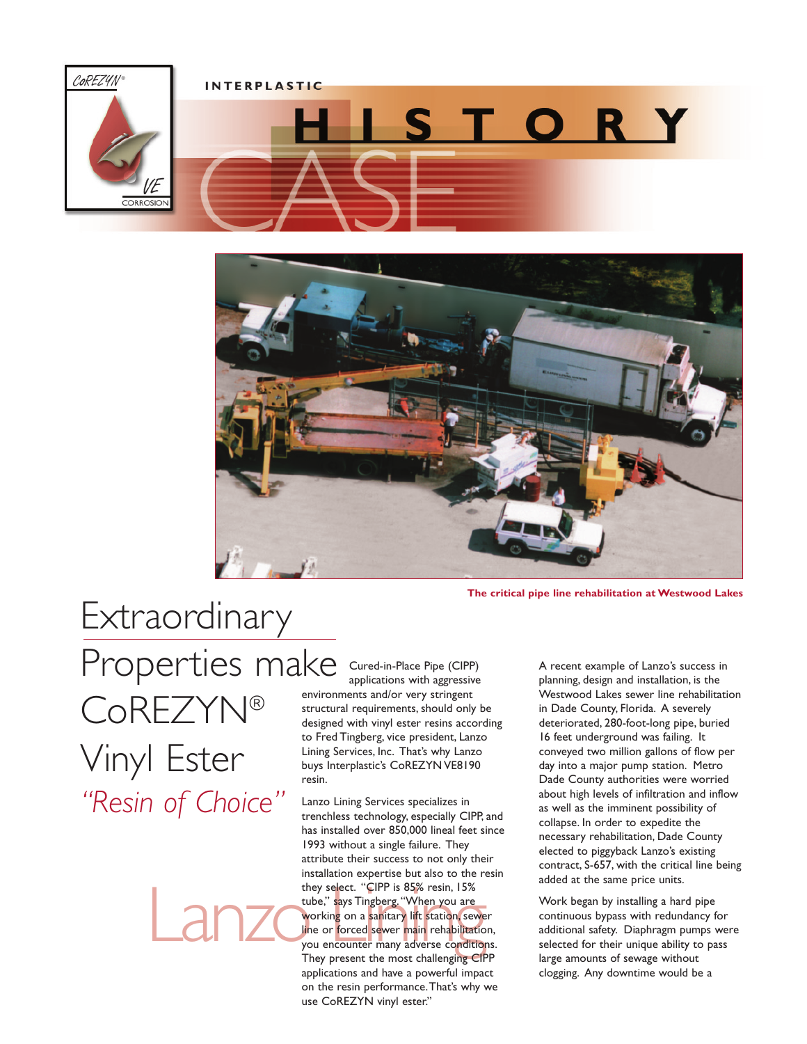INTERPLASTIC

# HISTORY CASE

The critical pipe line rehabilitation at Westwood Lakes

# Extraordinary Properties make CoREZYN® Vinyl Ester

## *"Resin of Choice"*

Lanzo Lining

Cured-in-Place Pipe (CIPP) applications with aggressive environments and/or very stringent structural requirements, should only be designed with vinyl ester resins according to Fred Tingberg, vice president, Lanzo Lining Services, Inc. That's why Lanzo buys Interplastic's CoREZYN VE8190 resin.

Lanzo Lining Services specializes in trenchless technology, especially CIPP, and has installed over 850,000 lineal feet since 1993 without a single failure. They attribute their success to not only their installation expertise but also to the resin they select. "CIPP is 85% resin, 15% tube," says Tingberg. "When you are working on a sanitary lift station, sewer line or forced sewer main rehabilitation, you encounter many adverse conditions. They present the most challenging CIPP applications and have a powerful impact on the resin performance. That's why we use CoREZYN vinyl ester."

A recent example of Lanzo's success in planning, design and installation, is the Westwood Lakes sewer line rehabilitation in Dade County, Florida. A severely deteriorated, 280-foot-long pipe, buried 16 feet underground was failing. It conveyed two million gallons of flow per day into a major pump station. Metro Dade County authorities were worried about high levels of infiltration and inflow as well as the imminent possibility of collapse. In order to expedite the necessary rehabilitation, Dade County elected to piggyback Lanzo's existing contract, S-657, with the critical line being added at the same price units.

Work began by installing a hard pipe continuous bypass with redundancy for additional safety. Diaphragm pumps were selected for their unique ability to pass large amounts of sewage without clogging. Any downtime would be a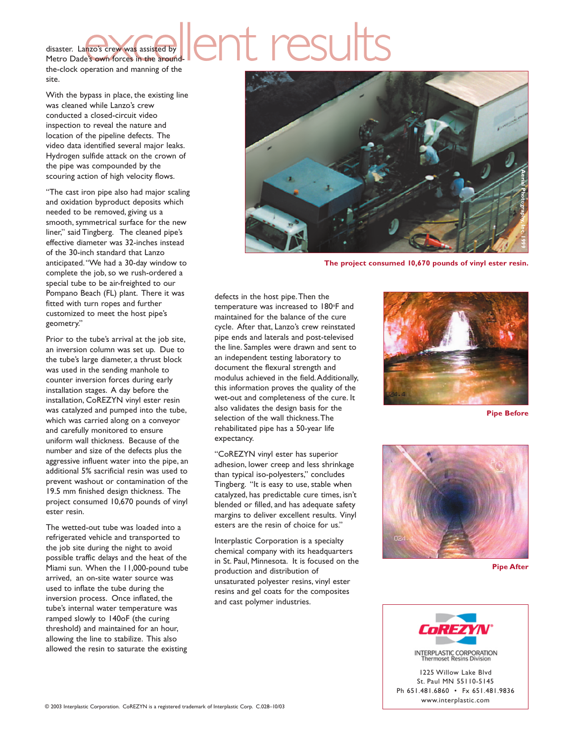# excellent results

disaster. Lanzo's crew was assisted by Metro Dade's own forces in the around-the-clock operation and manning of the site.

With the bypass in place, the existing line was cleaned while Lanzo's crew conducted a closed-circuit video inspection to reveal the nature and location of the pipeline defects. The video data identified several major leaks. Hydrogen sulfide attack on the crown of the pipe was compounded by the scouring action of high velocity flows.

"The cast iron pipe also had major scaling and oxidation byproduct deposits which needed to be removed, giving us a smooth, symmetrical surface for the new liner," said Tingberg. The cleaned pipe's effective diameter was 32-inches instead of the 30-inch standard that Lanzo anticipated. "We had a 30-day window to complete the job, so we rush-ordered a special tube to be air-freighted to our Pompano Beach (FL) plant. There it was fitted with turn ropes and further customized to meet the host pipe's geometry."

Prior to the tube's arrival at the job site, an inversion column was set up. Due to the tube's large diameter, a thrust block was used in the sending manhole to counter inversion forces during early installation stages. A day before the installation, CoREZYN vinyl ester resin was catalyzed and pumped into the tube, which was carried along on a conveyor and carefully monitored to ensure uniform wall thickness. Because of the number and size of the defects plus the aggressive influent water into the pipe, an additional 5% sacrificial resin was used to prevent washout or contamination of the 19.5 mm finished design thickness. The project consumed 10,670 pounds of vinyl ester resin.

The wetted-out tube was loaded into a refrigerated vehicle and transported to the job site during the night to avoid possible traffic delays and the heat of the Miami sun. When the 11,000-pound tube arrived, an on-site water source was used to inflate the tube during the inversion process. Once inflated, the tube's internal water temperature was ramped slowly to 140oF (the curing threshold) and maintained for an hour, allowing the line to stabilize. This also allowed the resin to saturate the existing defects in the host pipe. Then the temperature was increased to 180°F and maintained for the balance of the cure cycle. After that, Lanzo's crew reinstated pipe ends and laterals and post-televised the line. Samples were drawn and sent to an independent testing laboratory to document the flexural strength and modulus achieved in the field. Additionally, this information proves the quality of the wet-out and completeness of the cure. It also validates the design basis for the selection of the wall thickness. The rehabilitated pipe has a 50-year life expectancy.

"CoREZYN vinyl ester has superior adhesion, lower creep and less shrinkage than typical iso-polyesters," concludes Tingberg. "It is easy to use, stable when catalyzed, has predictable cure times, isn't blended or filled, and has adequate safety margins to deliver excellent results. Vinyl esters are the resin of choice for us."

Interplastic Corporation is a specialty chemical company with its headquarters in St. Paul, Minnesota. It is focused on the production and distribution of unsaturated polyester resins, vinyl ester resins and gel coats for the composites and cast polymer industries.

Aerial Photography, Inc. 1999

**The project consumed 10,670 pounds of vinyl ester resin.**

**Pipe Before**

**Pipe After**

CoREZYN®
INTERPLASTIC CORPORATION
Thermoset Resins Division

1225 Willow Lake Blvd
St. Paul MN 55110-5145
Ph 651.481.6860 • Fx 651.481.9836
www.interplastic.com

© 2003 Interplastic Corporation. CoREZYN is a registered trademark of Interplastic Corp. C.028–10/03